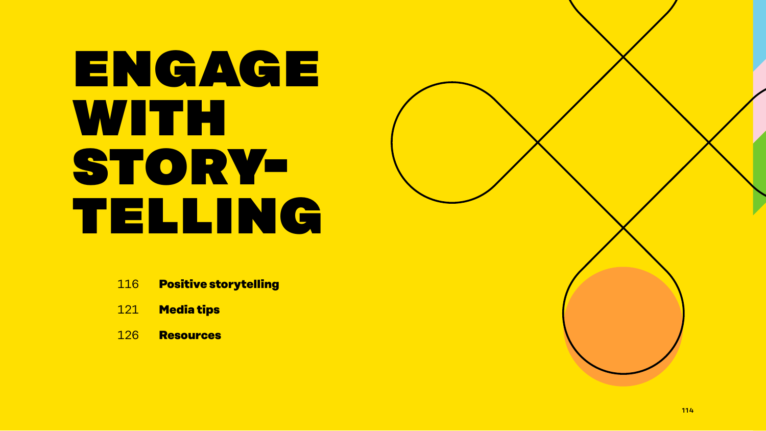# ENGAGE WITH STORY-TELLING

116 **Positive storytelling**

121 **Media tips**

126 **Resources**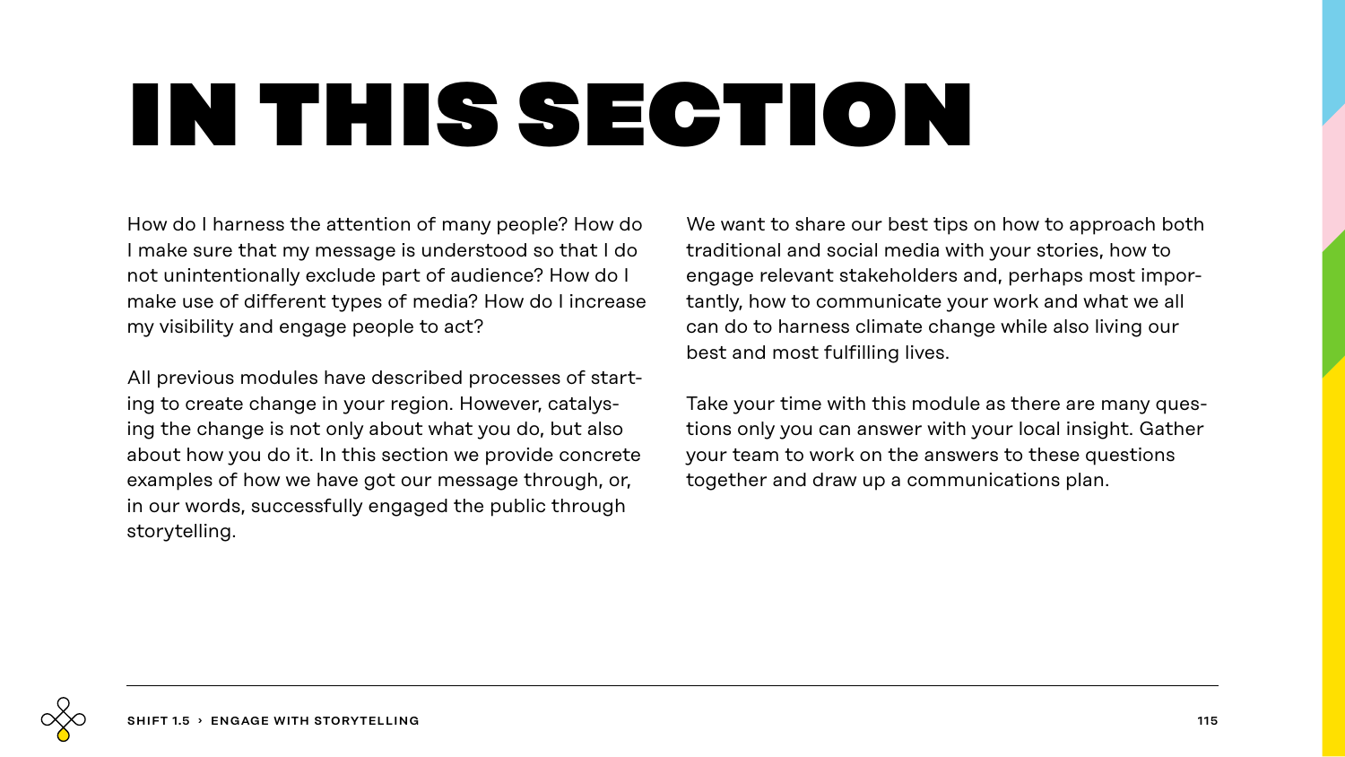# IN THIS SECTION

How do I harness the attention of many people? How do I make sure that my message is understood so that I do not unintentionally exclude part of audience? How do I make use of different types of media? How do I increase my visibility and engage people to act?

All previous modules have described processes of starting to create change in your region. However, catalysing the change is not only about what you do, but also about how you do it. In this section we provide concrete examples of how we have got our message through, or, in our words, successfully engaged the public through storytelling.

We want to share our best tips on how to approach both traditional and social media with your stories, how to engage relevant stakeholders and, perhaps most importantly, how to communicate your work and what we all can do to harness climate change while also living our best and most fulfilling lives.

Take your time with this module as there are many questions only you can answer with your local insight. Gather your team to work on the answers to these questions together and draw up a communications plan.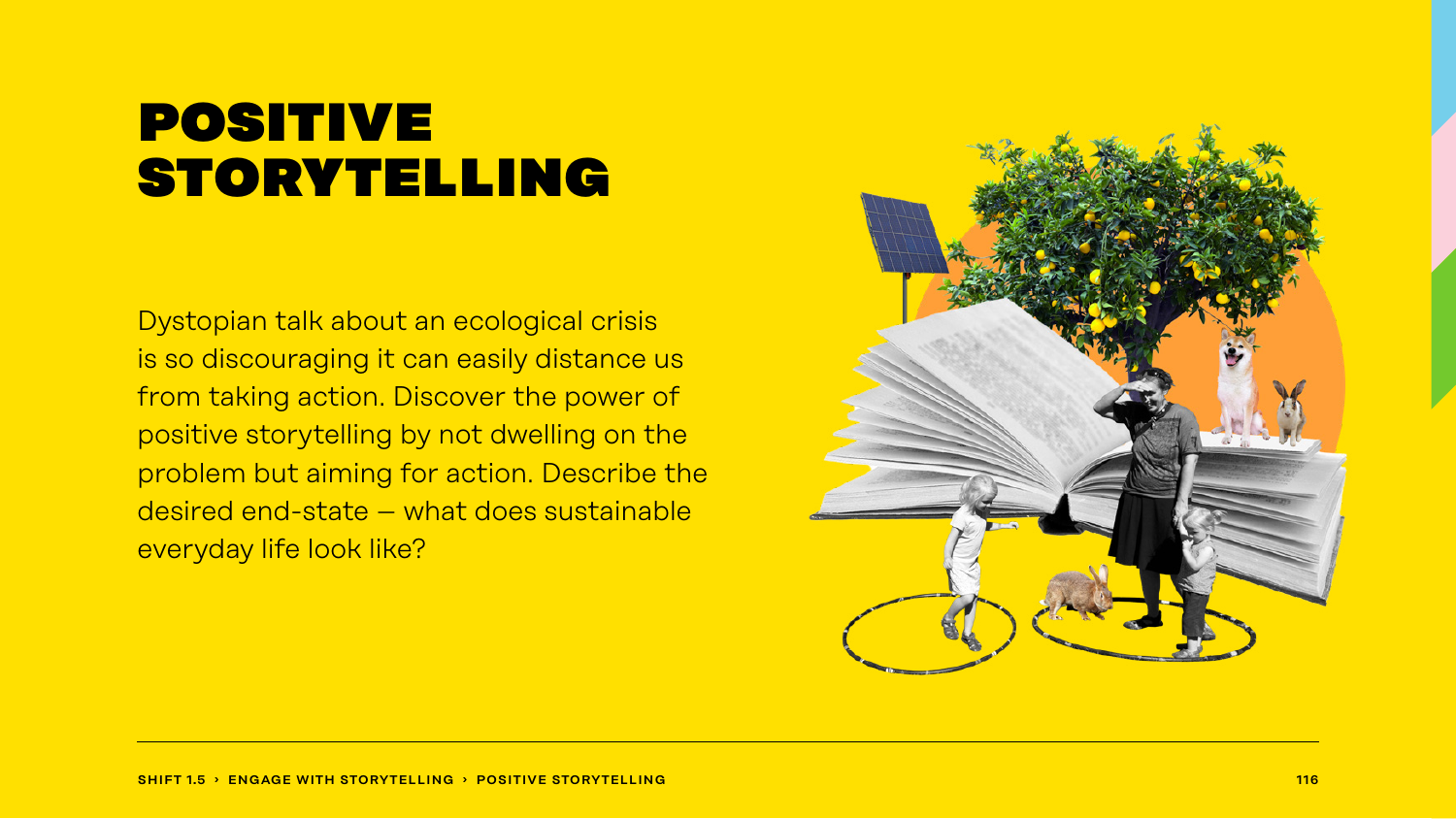# POSITIVE STORYTELLING

Dystopian talk about an ecological crisis is so discouraging it can easily distance us from taking action. Discover the power of positive storytelling by not dwelling on the problem but aiming for action. Describe the desired end-state – what does sustainable everyday life look like?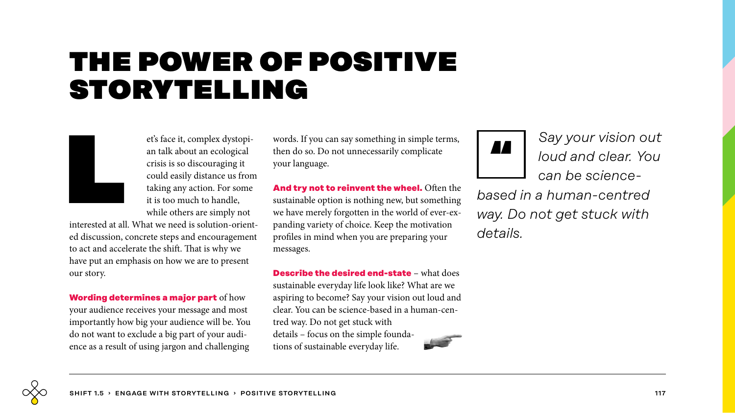# THE POWER OF POSITIVE STORYTELLING

Let's face it, complex dystopian talk about an ecological crisis is so discouraging it could easily distance us from taking any action. For some it is too much to handle, while others are simply not interested at all. What we need is solution-oriented discussion, concrete steps and encouragement to act and accelerate the shift. That is why we have put an emphasis on how we are to present our story.

**Wording determines a major part** of how your audience receives your message and most importantly how big your audience will be. You do not want to exclude a big part of your audience as a result of using jargon and challenging words. If you can say something in simple terms, then do so. Do not unnecessarily complicate your language.

**And try not to reinvent the wheel.** Often the sustainable option is nothing new, but something we have merely forgotten in the world of ever-expanding variety of choice. Keep the motivation profiles in mind when you are preparing your messages.

**Describe the desired end-state** – what does sustainable everyday life look like? What are we aspiring to become? Say your vision out loud and clear. You can be science-based in a human-centred way. Do not get stuck with details – focus on the simple foundations of sustainable everyday life.

> *Say your vision out loud and clear. You can be science-based in a human-centred way. Do not get stuck with details.*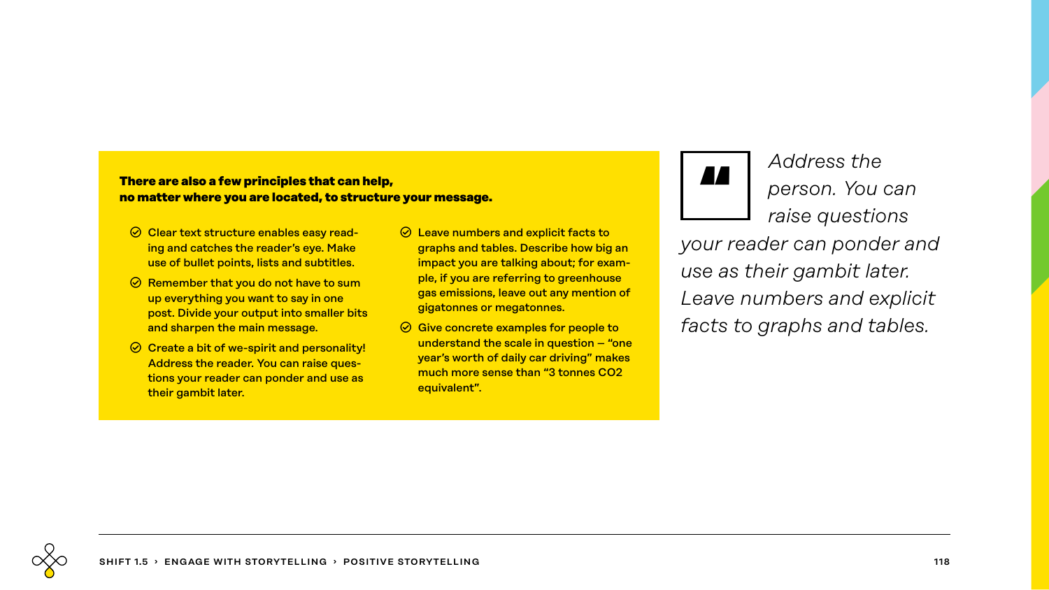**There are also a few principles that can help, no matter where you are located, to structure your message.**

- Clear text structure enables easy reading and catches the reader's eye. Make use of bullet points, lists and subtitles.
- Remember that you do not have to sum up everything you want to say in one post. Divide your output into smaller bits and sharpen the main message.
- Create a bit of we-spirit and personality! Address the reader. You can raise questions your reader can ponder and use as their gambit later.
- Leave numbers and explicit facts to graphs and tables. Describe how big an impact you are talking about; for example, if you are referring to greenhouse gas emissions, leave out any mention of gigatonnes or megatonnes.
- Give concrete examples for people to understand the scale in question – "one year's worth of daily car driving" makes much more sense than "3 tonnes $CO_2$ equivalent".

> *Address the person. You can raise questions your reader can ponder and use as their gambit later. Leave numbers and explicit facts to graphs and tables.*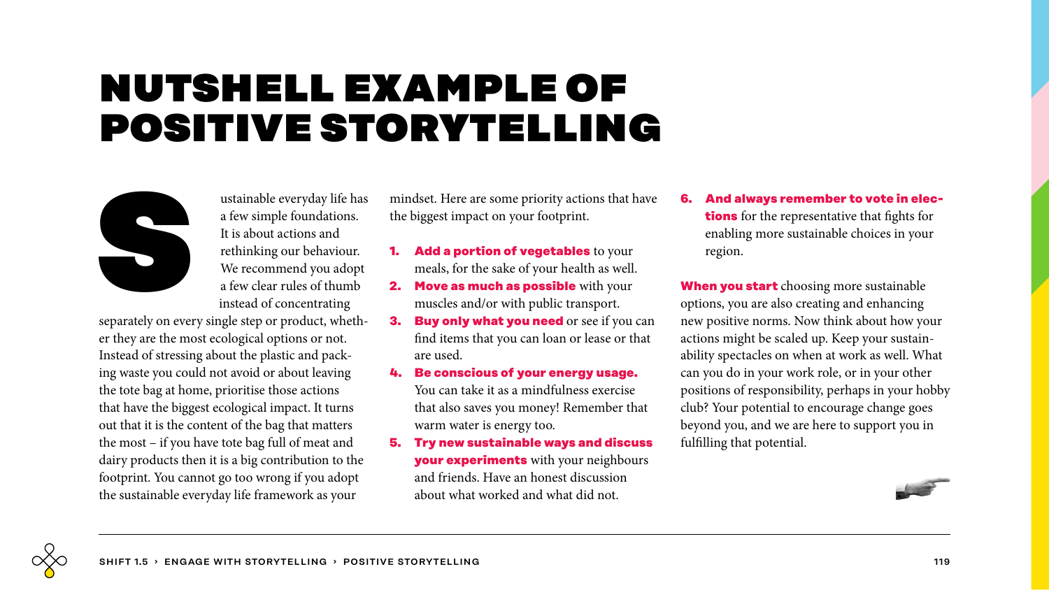# NUTSHELL EXAMPLE OF POSITIVE STORYTELLING

Sustainable everyday life has a few simple foundations. It is about actions and rethinking our behaviour. We recommend you adopt a few clear rules of thumb instead of concentrating separately on every single step or product, whether they are the most ecological options or not. Instead of stressing about the plastic and packing waste you could not avoid or about leaving the tote bag at home, prioritise those actions that have the biggest ecological impact. It turns out that it is the content of the bag that matters the most – if you have tote bag full of meat and dairy products then it is a big contribution to the footprint. You cannot go too wrong if you adopt the sustainable everyday life framework as your mindset. Here are some priority actions that have the biggest impact on your footprint.

1. **Add a portion of vegetables** to your meals, for the sake of your health as well.
2. **Move as much as possible** with your muscles and/or with public transport.
3. **Buy only what you need** or see if you can find items that you can loan or lease or that are used.
4. **Be conscious of your energy usage.** You can take it as a mindfulness exercise that also saves you money! Remember that warm water is energy too.
5. **Try new sustainable ways and discuss your experiments** with your neighbours and friends. Have an honest discussion about what worked and what did not.
6. **And always remember to vote in elections** for the representative that fights for enabling more sustainable choices in your region.

**When you start** choosing more sustainable options, you are also creating and enhancing new positive norms. Now think about how your actions might be scaled up. Keep your sustainability spectacles on when at work as well. What can you do in your work role, or in your other positions of responsibility, perhaps in your hobby club? Your potential to encourage change goes beyond you, and we are here to support you in fulfilling that potential.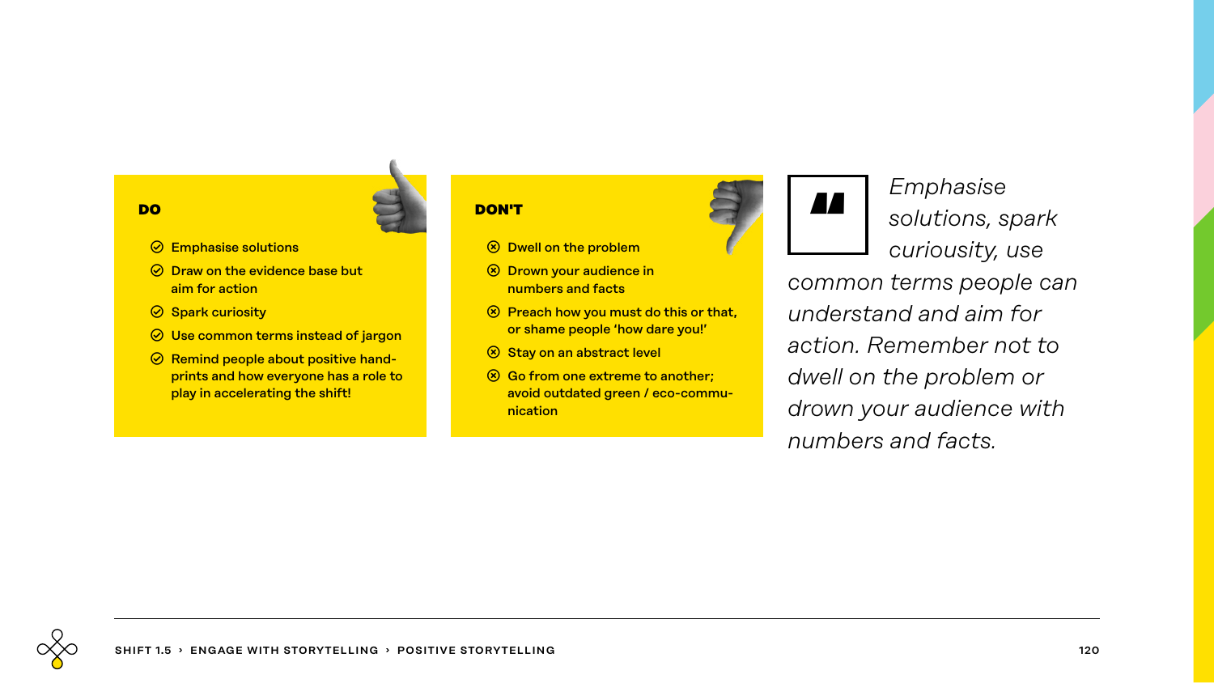## DO

- Emphasise solutions
- Draw on the evidence base but aim for action
- Spark curiosity
- Use common terms instead of jargon
- Remind people about positive hand-prints and how everyone has a role to play in accelerating the shift!

## DON'T

- Dwell on the problem
- Drown your audience in numbers and facts
- Preach how you must do this or that, or shame people 'how dare you!'
- Stay on an abstract level
- Go from one extreme to another; avoid outdated green / eco-communication

> *Emphasise solutions, spark curiousity, use common terms people can understand and aim for action. Remember not to dwell on the problem or drown your audience with numbers and facts.*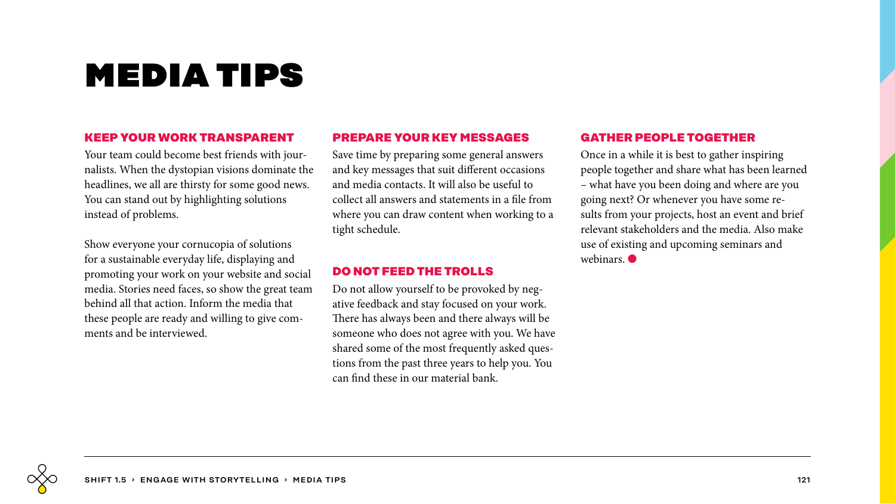# MEDIA TIPS

## KEEP YOUR WORK TRANSPARENT

Your team could become best friends with journalists. When the dystopian visions dominate the headlines, we all are thirsty for some good news. You can stand out by highlighting solutions instead of problems.

Show everyone your cornucopia of solutions for a sustainable everyday life, displaying and promoting your work on your website and social media. Stories need faces, so show the great team behind all that action. Inform the media that these people are ready and willing to give comments and be interviewed.

## PREPARE YOUR KEY MESSAGES

Save time by preparing some general answers and key messages that suit different occasions and media contacts. It will also be useful to collect all answers and statements in a file from where you can draw content when working to a tight schedule.

## DO NOT FEED THE TROLLS

Do not allow yourself to be provoked by negative feedback and stay focused on your work. There has always been and there always will be someone who does not agree with you. We have shared some of the most frequently asked questions from the past three years to help you. You can find these in our material bank.

## GATHER PEOPLE TOGETHER

Once in a while it is best to gather inspiring people together and share what has been learned – what have you been doing and where are you going next? Or whenever you have some results from your projects, host an event and brief relevant stakeholders and the media. Also make use of existing and upcoming seminars and webinars.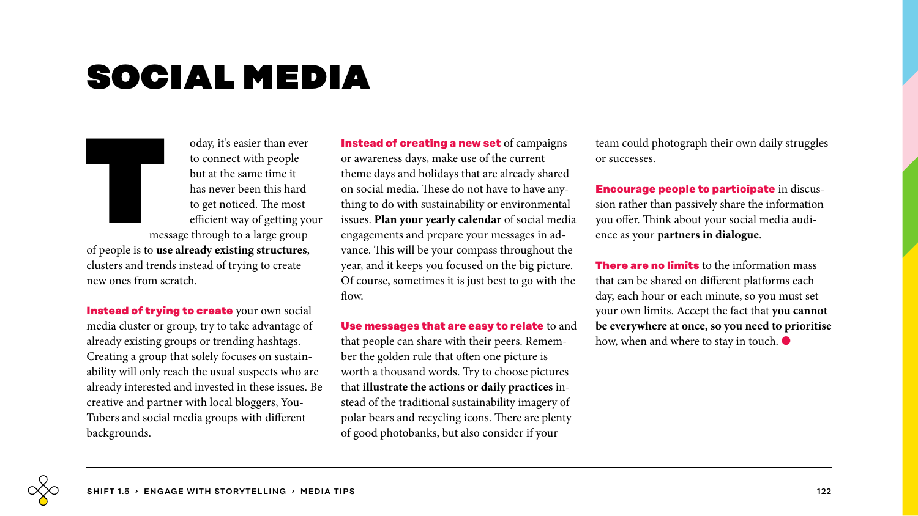# SOCIAL MEDIA

Today, it's easier than ever to connect with people but at the same time it has never been this hard to get noticed. The most efficient way of getting your message through to a large group of people is to **use already existing structures**, clusters and trends instead of trying to create new ones from scratch.

**Instead of trying to create** your own social media cluster or group, try to take advantage of already existing groups or trending hashtags. Creating a group that solely focuses on sustainability will only reach the usual suspects who are already interested and invested in these issues. Be creative and partner with local bloggers, YouTubers and social media groups with different backgrounds.

**Instead of creating a new set** of campaigns or awareness days, make use of the current theme days and holidays that are already shared on social media. These do not have to have anything to do with sustainability or environmental issues. **Plan your yearly calendar** of social media engagements and prepare your messages in advance. This will be your compass throughout the year, and it keeps you focused on the big picture. Of course, sometimes it is just best to go with the flow.

**Use messages that are easy to relate** to and that people can share with their peers. Remember the golden rule that often one picture is worth a thousand words. Try to choose pictures that **illustrate the actions or daily practices** instead of the traditional sustainability imagery of polar bears and recycling icons. There are plenty of good photobanks, but also consider if your team could photograph their own daily struggles or successes.

**Encourage people to participate** in discussion rather than passively share the information you offer. Think about your social media audience as your **partners in dialogue**.

**There are no limits** to the information mass that can be shared on different platforms each day, each hour or each minute, so you must set your own limits. Accept the fact that **you cannot be everywhere at once, so you need to prioritise** how, when and where to stay in touch.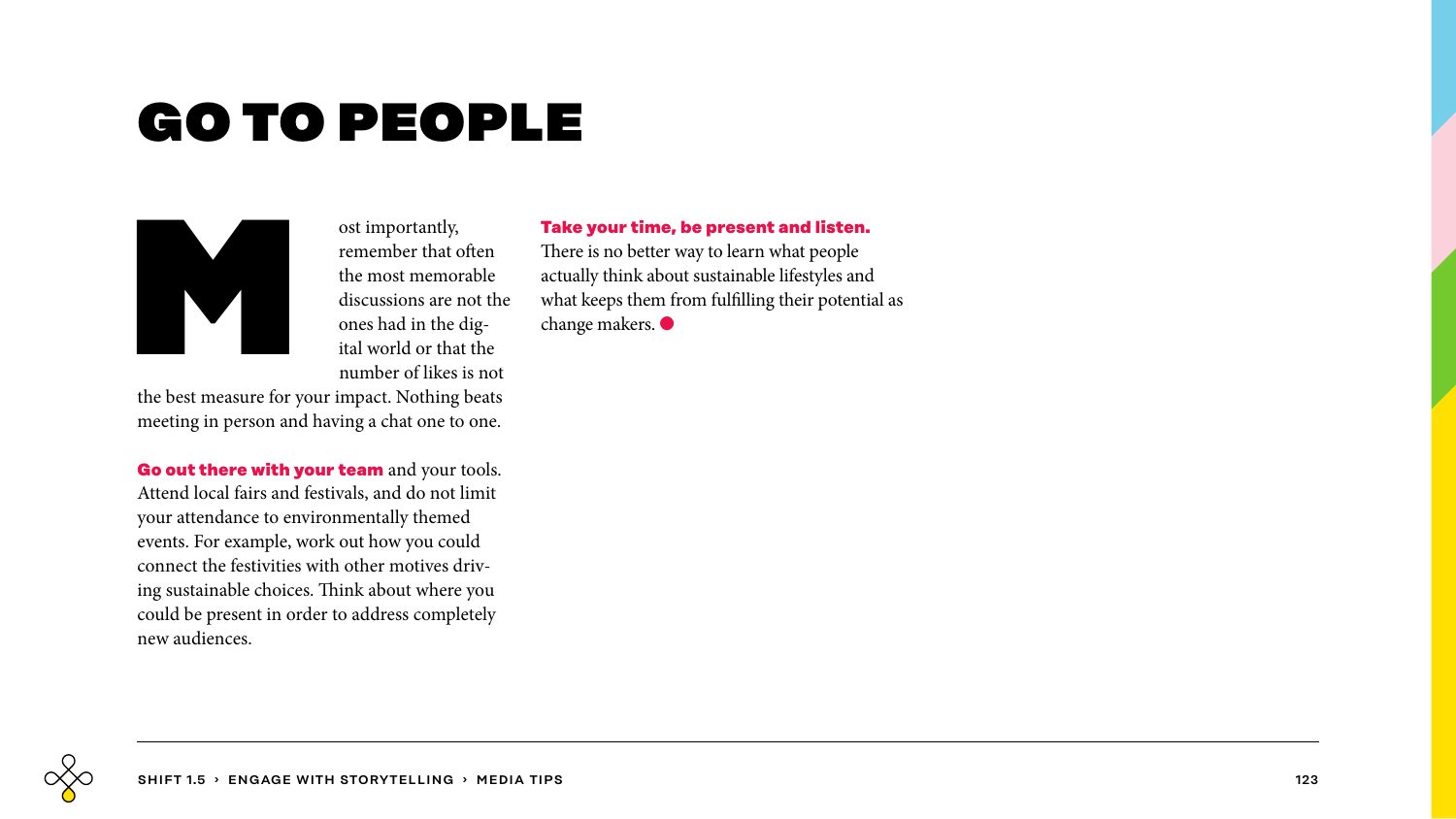# GO TO PEOPLE

Most importantly, remember that often the most memorable discussions are not the ones had in the digital world or that the number of likes is not the best measure for your impact. Nothing beats meeting in person and having a chat one to one.

**Go out there with your team** and your tools. Attend local fairs and festivals, and do not limit your attendance to environmentally themed events. For example, work out how you could connect the festivities with other motives driving sustainable choices. Think about where you could be present in order to address completely new audiences.

**Take your time, be present and listen.** There is no better way to learn what people actually think about sustainable lifestyles and what keeps them from fulfilling their potential as change makers.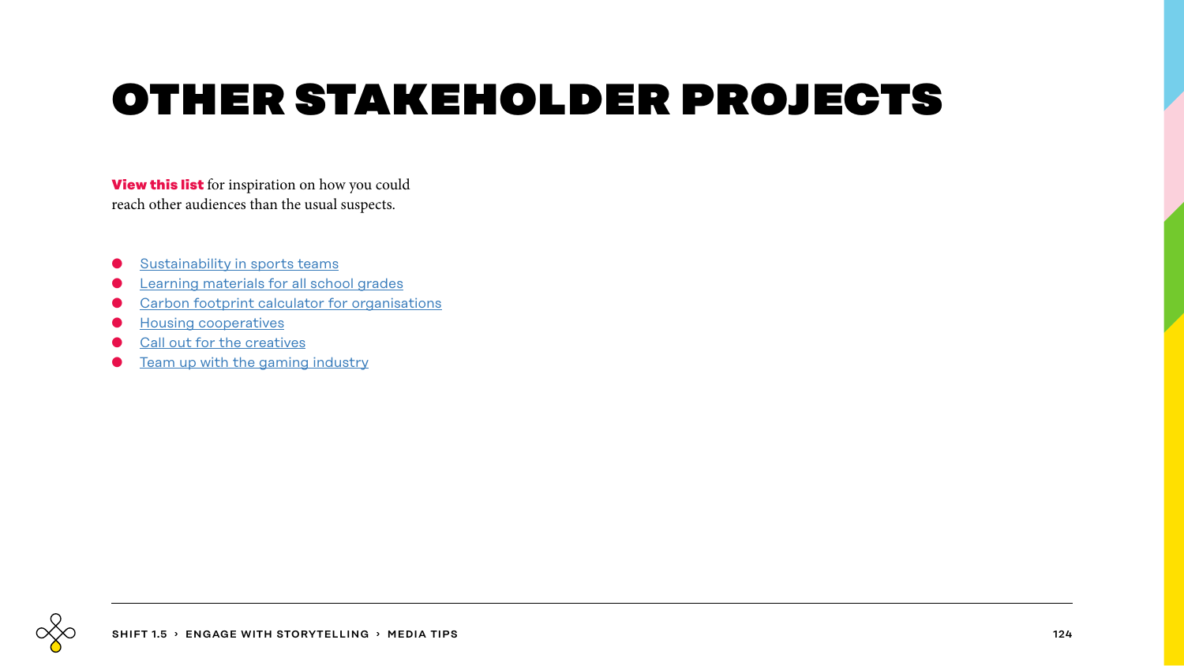# OTHER STAKEHOLDER PROJECTS

**View this list** for inspiration on how you could reach other audiences than the usual suspects.

- Sustainability in sports teams
- Learning materials for all school grades
- Carbon footprint calculator for organisations
- Housing cooperatives
- Call out for the creatives
- Team up with the gaming industry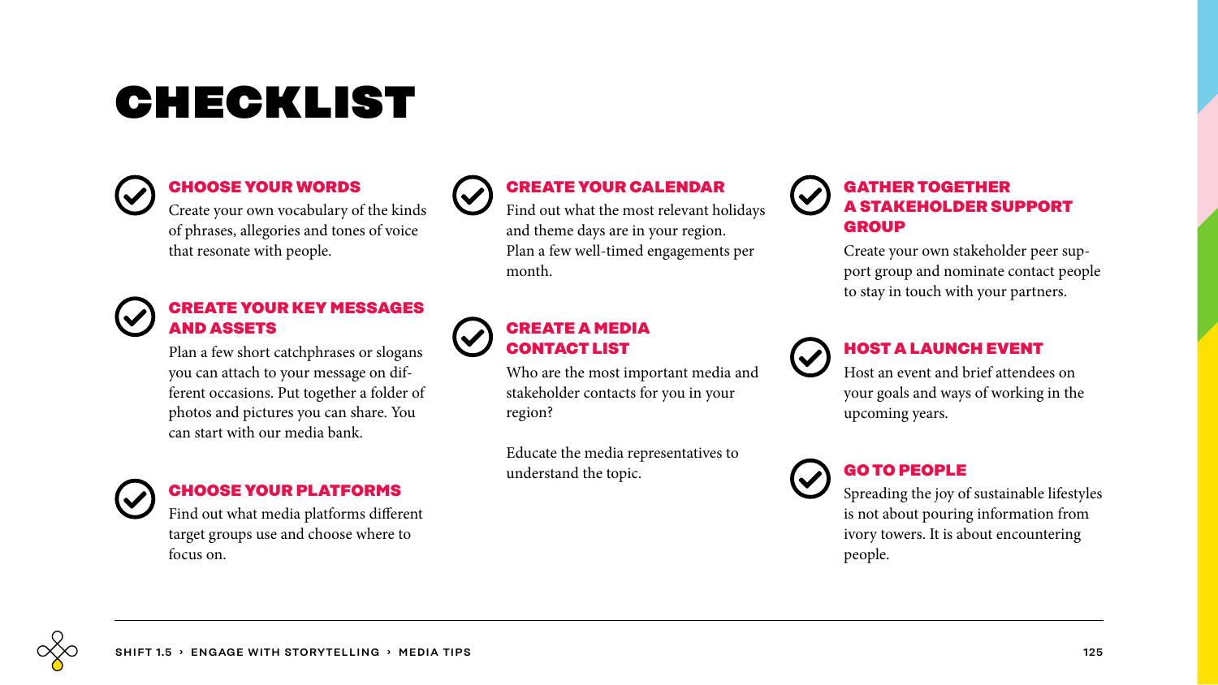# CHECKLIST

### CHOOSE YOUR WORDS

Create your own vocabulary of the kinds of phrases, allegories and tones of voice that resonate with people.

### CREATE YOUR KEY MESSAGES AND ASSETS

Plan a few short catchphrases or slogans you can attach to your message on different occasions. Put together a folder of photos and pictures you can share. You can start with our media bank.

### CHOOSE YOUR PLATFORMS

Find out what media platforms different target groups use and choose where to focus on.

### CREATE YOUR CALENDAR

Find out what the most relevant holidays and theme days are in your region. Plan a few well-timed engagements per month.

### CREATE A MEDIA CONTACT LIST

Who are the most important media and stakeholder contacts for you in your region?

Educate the media representatives to understand the topic.

### GATHER TOGETHER A STAKEHOLDER SUPPORT GROUP

Create your own stakeholder peer support group and nominate contact people to stay in touch with your partners.

### HOST A LAUNCH EVENT

Host an event and brief attendees on your goals and ways of working in the upcoming years.

### GO TO PEOPLE

Spreading the joy of sustainable lifestyles is not about pouring information from ivory towers. It is about encountering people.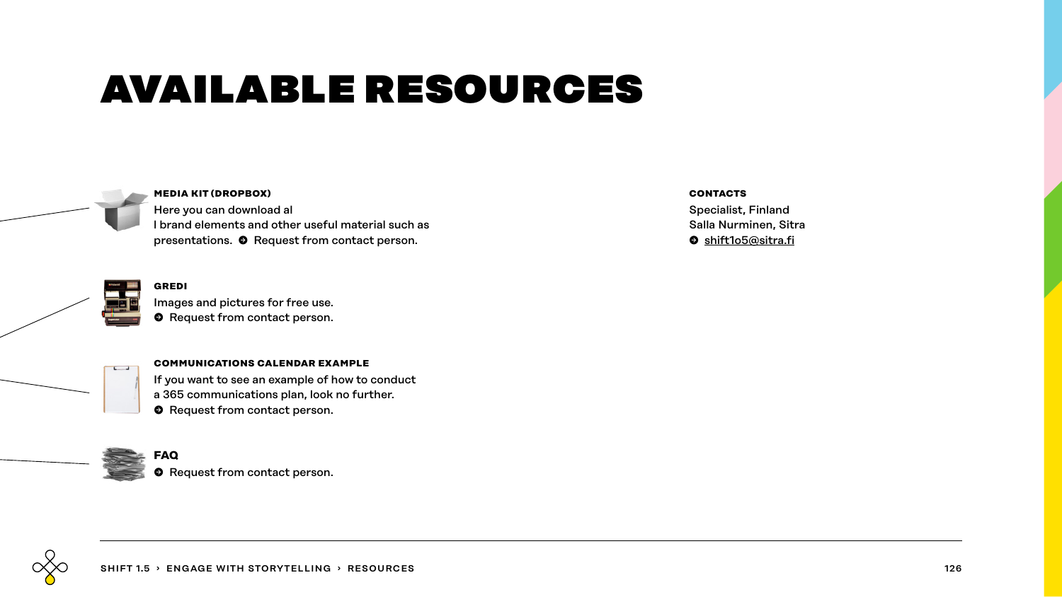# AVAILABLE RESOURCES

**MEDIA KIT (DROPBOX)**

Here you can download al
l brand elements and other useful material such as presentations. ➔ Request from contact person.

**GREDI**

Images and pictures for free use.
➔ Request from contact person.

**COMMUNICATIONS CALENDAR EXAMPLE**

If you want to see an example of how to conduct a 365 communications plan, look no further.
➔ Request from contact person.

**FAQ**

➔ Request from contact person.

**CONTACTS**

Specialist, Finland
Salla Nurminen, Sitra
➔ shift1o5@sitra.fi